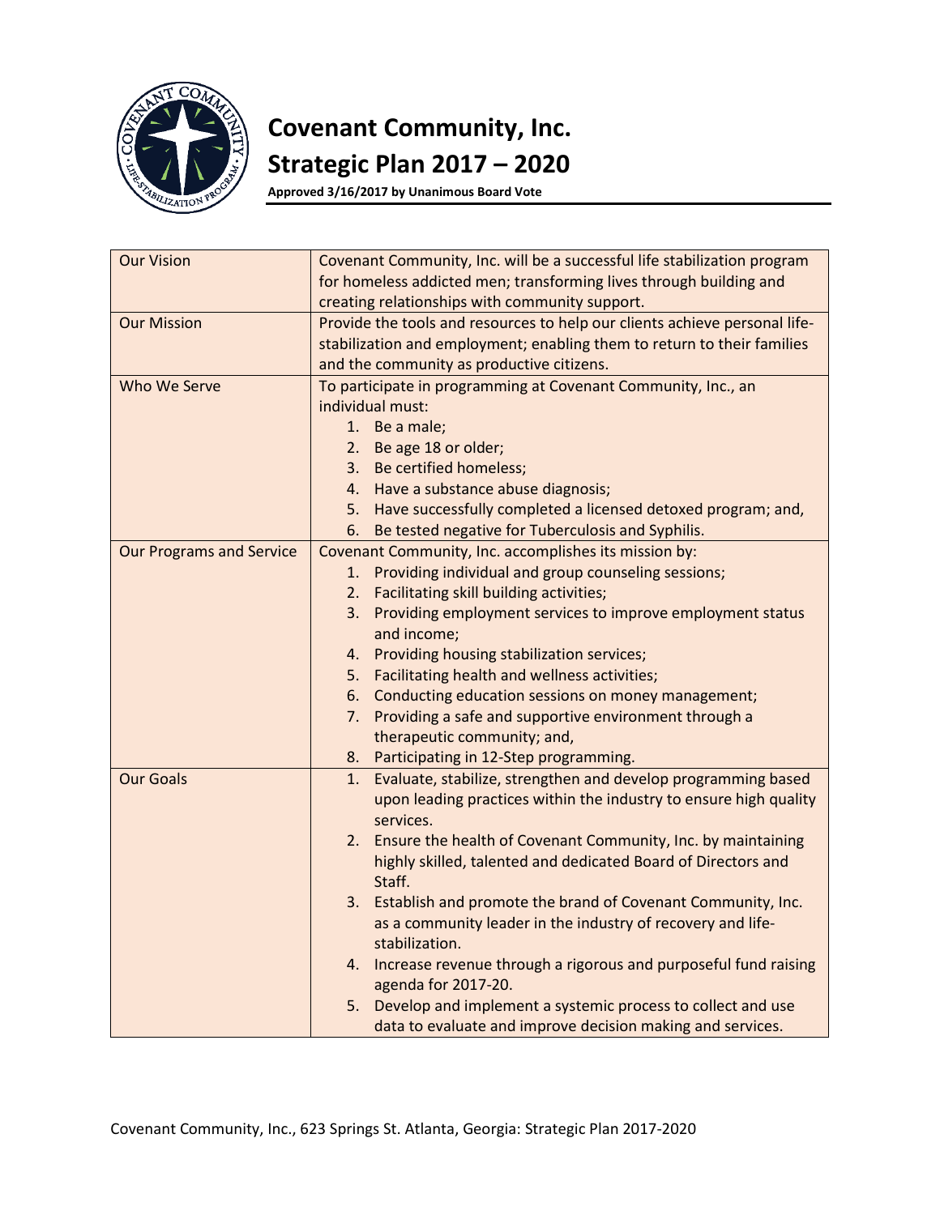# Covenant Community, Inc.
# Strategic Plan 2017 – 2020

**Approved 3/16/2017 by Unanimous Board Vote**

| | |
|---|---|
| Our Vision | Covenant Community, Inc. will be a successful life stabilization program for homeless addicted men; transforming lives through building and creating relationships with community support. |
| Our Mission | Provide the tools and resources to help our clients achieve personal life-stabilization and employment; enabling them to return to their families and the community as productive citizens. |
| Who We Serve | To participate in programming at Covenant Community, Inc., an individual must:<br>1. Be a male;<br>2. Be age 18 or older;<br>3. Be certified homeless;<br>4. Have a substance abuse diagnosis;<br>5. Have successfully completed a licensed detoxed program; and,<br>6. Be tested negative for Tuberculosis and Syphilis. |
| Our Programs and Service | Covenant Community, Inc. accomplishes its mission by:<br>1. Providing individual and group counseling sessions;<br>2. Facilitating skill building activities;<br>3. Providing employment services to improve employment status and income;<br>4. Providing housing stabilization services;<br>5. Facilitating health and wellness activities;<br>6. Conducting education sessions on money management;<br>7. Providing a safe and supportive environment through a therapeutic community; and,<br>8. Participating in 12-Step programming. |
| Our Goals | 1. Evaluate, stabilize, strengthen and develop programming based upon leading practices within the industry to ensure high quality services.<br>2. Ensure the health of Covenant Community, Inc. by maintaining highly skilled, talented and dedicated Board of Directors and Staff.<br>3. Establish and promote the brand of Covenant Community, Inc. as a community leader in the industry of recovery and life-stabilization.<br>4. Increase revenue through a rigorous and purposeful fund raising agenda for 2017-20.<br>5. Develop and implement a systemic process to collect and use data to evaluate and improve decision making and services. |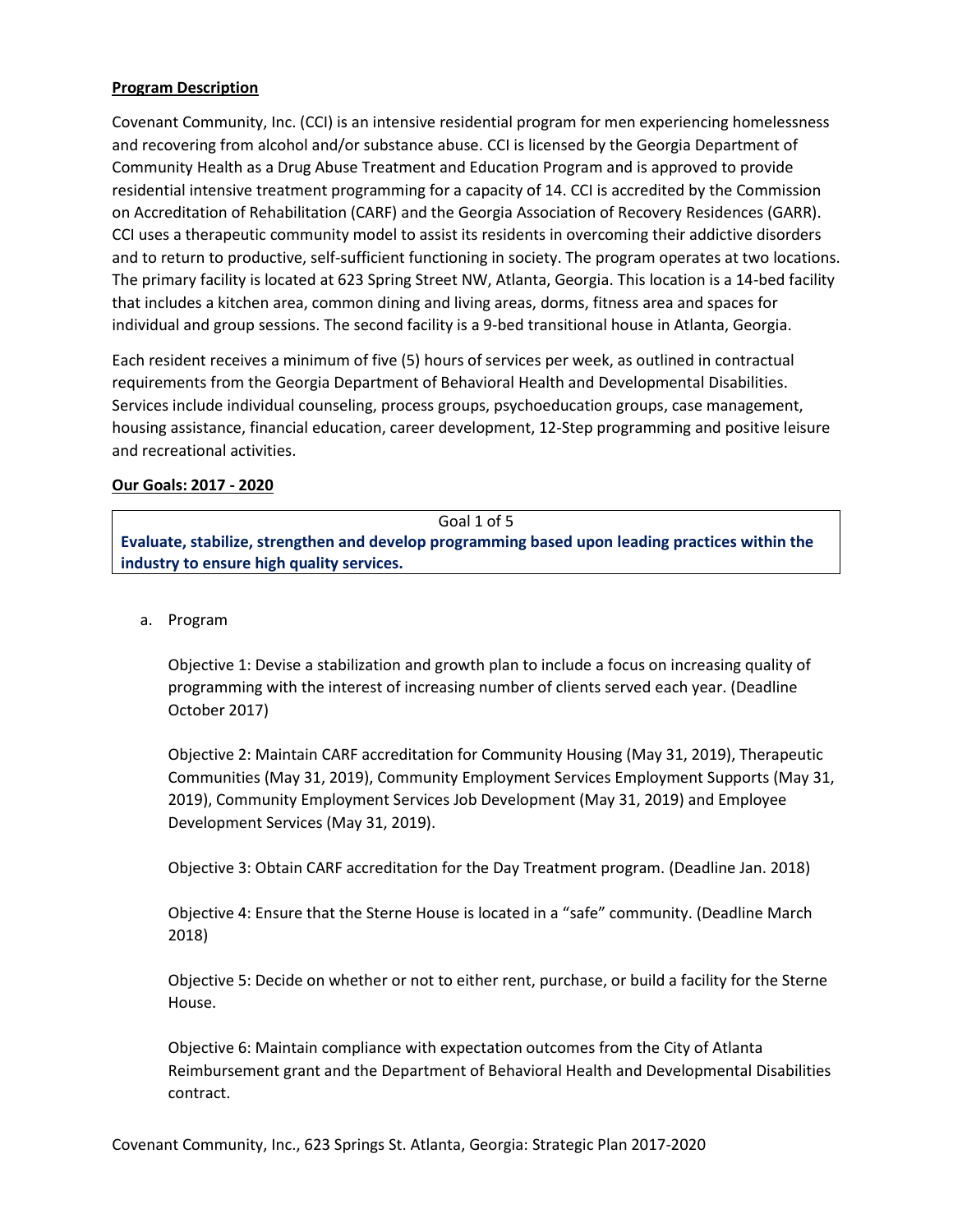## **Program Description**

Covenant Community, Inc. (CCI) is an intensive residential program for men experiencing homelessness and recovering from alcohol and/or substance abuse. CCI is licensed by the Georgia Department of Community Health as a Drug Abuse Treatment and Education Program and is approved to provide residential intensive treatment programming for a capacity of 14. CCI is accredited by the Commission on Accreditation of Rehabilitation (CARF) and the Georgia Association of Recovery Residences (GARR). CCI uses a therapeutic community model to assist its residents in overcoming their addictive disorders and to return to productive, self-sufficient functioning in society. The program operates at two locations. The primary facility is located at 623 Spring Street NW, Atlanta, Georgia. This location is a 14-bed facility that includes a kitchen area, common dining and living areas, dorms, fitness area and spaces for individual and group sessions. The second facility is a 9-bed transitional house in Atlanta, Georgia.

Each resident receives a minimum of five (5) hours of services per week, as outlined in contractual requirements from the Georgia Department of Behavioral Health and Developmental Disabilities. Services include individual counseling, process groups, psychoeducation groups, case management, housing assistance, financial education, career development, 12-Step programming and positive leisure and recreational activities.

## **Our Goals: 2017 - 2020**

Goal 1 of 5

**Evaluate, stabilize, strengthen and develop programming based upon leading practices within the industry to ensure high quality services.**

a. Program

   Objective 1: Devise a stabilization and growth plan to include a focus on increasing quality of programming with the interest of increasing number of clients served each year. (Deadline October 2017)

   Objective 2: Maintain CARF accreditation for Community Housing (May 31, 2019), Therapeutic Communities (May 31, 2019), Community Employment Services Employment Supports (May 31, 2019), Community Employment Services Job Development (May 31, 2019) and Employee Development Services (May 31, 2019).

   Objective 3: Obtain CARF accreditation for the Day Treatment program. (Deadline Jan. 2018)

   Objective 4: Ensure that the Sterne House is located in a "safe" community. (Deadline March 2018)

   Objective 5: Decide on whether or not to either rent, purchase, or build a facility for the Sterne House.

   Objective 6: Maintain compliance with expectation outcomes from the City of Atlanta Reimbursement grant and the Department of Behavioral Health and Developmental Disabilities contract.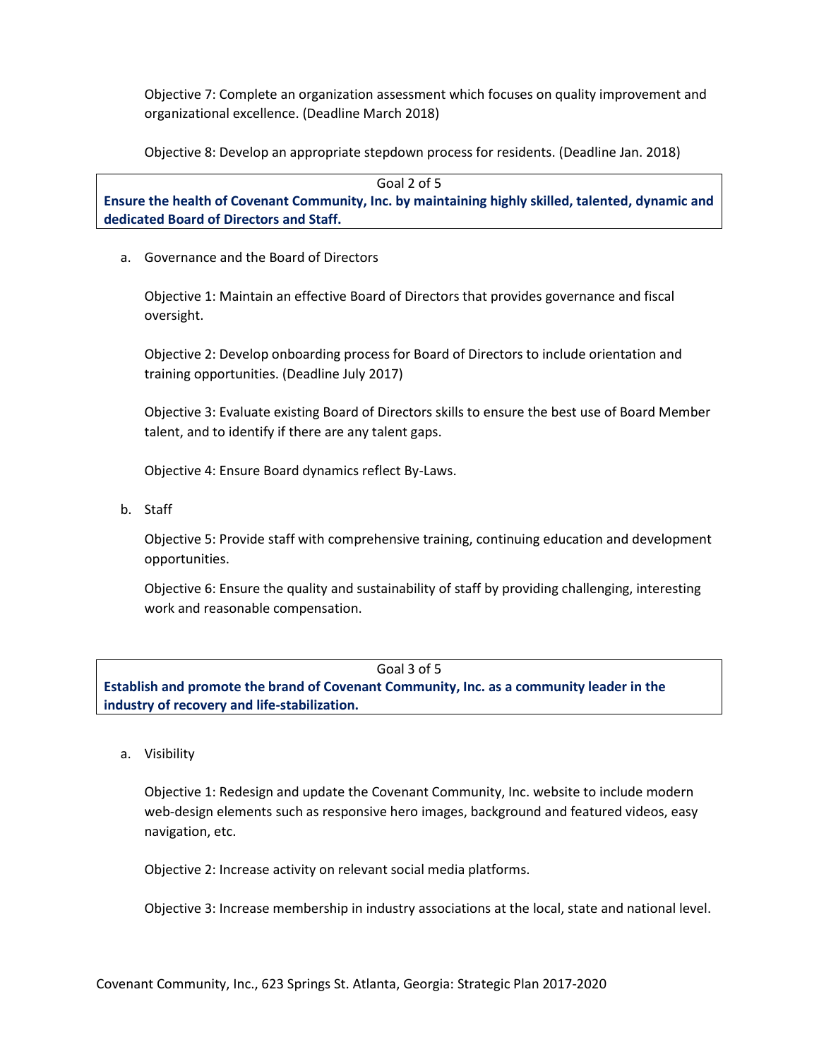Objective 7: Complete an organization assessment which focuses on quality improvement and organizational excellence. (Deadline March 2018)

Objective 8: Develop an appropriate stepdown process for residents. (Deadline Jan. 2018)

Goal 2 of 5

**Ensure the health of Covenant Community, Inc. by maintaining highly skilled, talented, dynamic and dedicated Board of Directors and Staff.**

a. Governance and the Board of Directors

Objective 1: Maintain an effective Board of Directors that provides governance and fiscal oversight.

Objective 2: Develop onboarding process for Board of Directors to include orientation and training opportunities. (Deadline July 2017)

Objective 3: Evaluate existing Board of Directors skills to ensure the best use of Board Member talent, and to identify if there are any talent gaps.

Objective 4: Ensure Board dynamics reflect By-Laws.

b. Staff

Objective 5: Provide staff with comprehensive training, continuing education and development opportunities.

Objective 6: Ensure the quality and sustainability of staff by providing challenging, interesting work and reasonable compensation.

Goal 3 of 5

**Establish and promote the brand of Covenant Community, Inc. as a community leader in the industry of recovery and life-stabilization.**

a. Visibility

Objective 1: Redesign and update the Covenant Community, Inc. website to include modern web-design elements such as responsive hero images, background and featured videos, easy navigation, etc.

Objective 2: Increase activity on relevant social media platforms.

Objective 3: Increase membership in industry associations at the local, state and national level.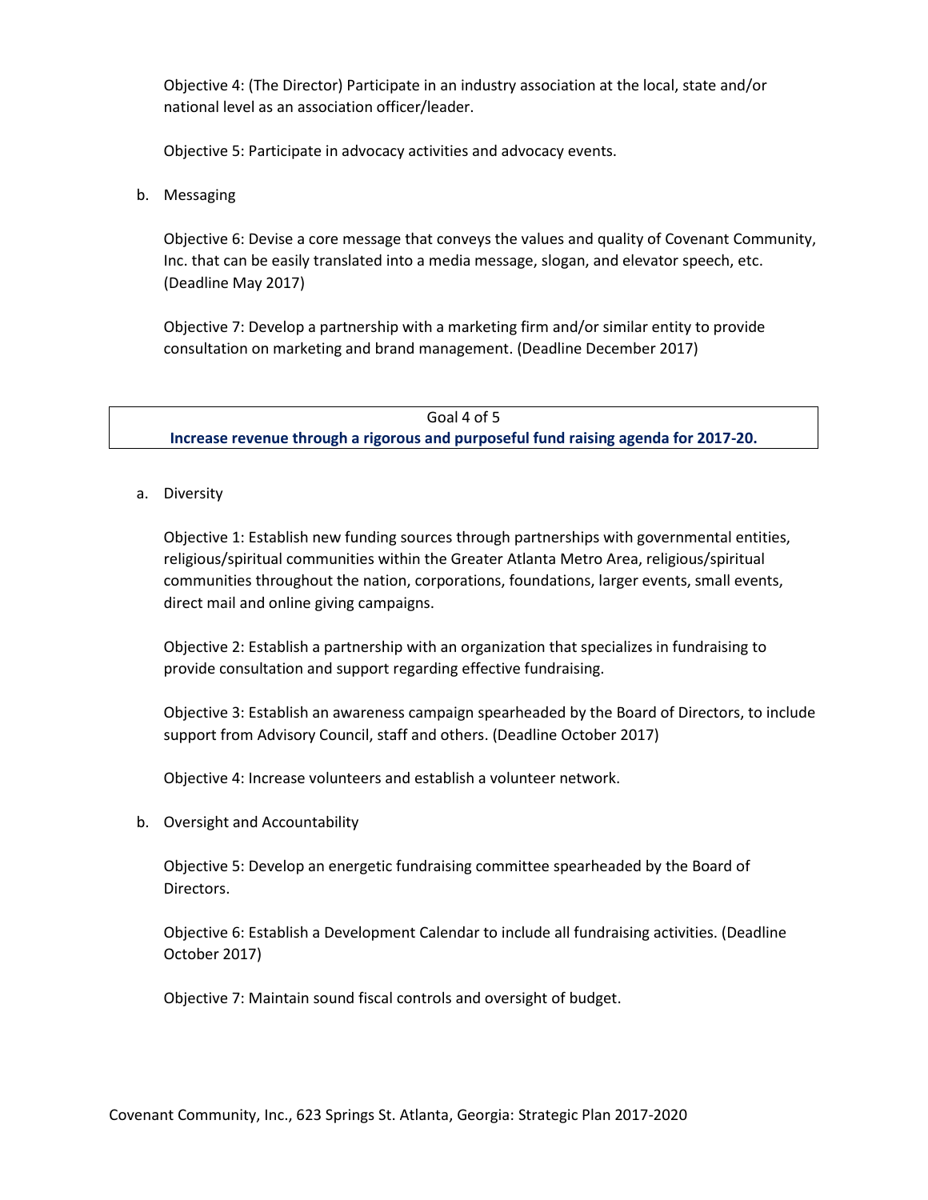Objective 4: (The Director) Participate in an industry association at the local, state and/or national level as an association officer/leader.

Objective 5: Participate in advocacy activities and advocacy events.

b. Messaging

Objective 6: Devise a core message that conveys the values and quality of Covenant Community, Inc. that can be easily translated into a media message, slogan, and elevator speech, etc. (Deadline May 2017)

Objective 7: Develop a partnership with a marketing firm and/or similar entity to provide consultation on marketing and brand management. (Deadline December 2017)

## Goal 4 of 5
**Increase revenue through a rigorous and purposeful fund raising agenda for 2017-20.**

a. Diversity

Objective 1: Establish new funding sources through partnerships with governmental entities, religious/spiritual communities within the Greater Atlanta Metro Area, religious/spiritual communities throughout the nation, corporations, foundations, larger events, small events, direct mail and online giving campaigns.

Objective 2: Establish a partnership with an organization that specializes in fundraising to provide consultation and support regarding effective fundraising.

Objective 3: Establish an awareness campaign spearheaded by the Board of Directors, to include support from Advisory Council, staff and others. (Deadline October 2017)

Objective 4: Increase volunteers and establish a volunteer network.

b. Oversight and Accountability

Objective 5: Develop an energetic fundraising committee spearheaded by the Board of Directors.

Objective 6: Establish a Development Calendar to include all fundraising activities. (Deadline October 2017)

Objective 7: Maintain sound fiscal controls and oversight of budget.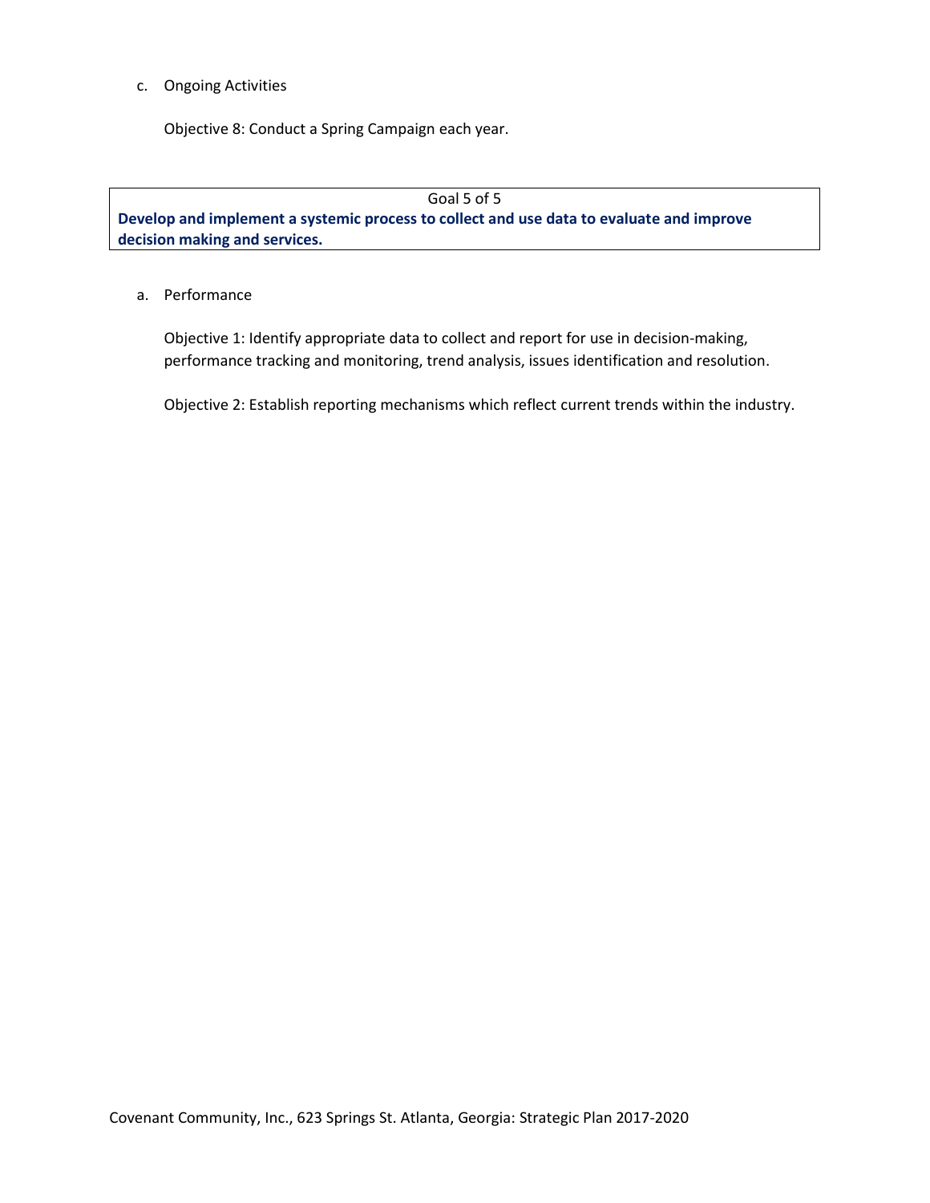c. Ongoing Activities

Objective 8: Conduct a Spring Campaign each year.

Goal 5 of 5

**Develop and implement a systemic process to collect and use data to evaluate and improve decision making and services.**

a. Performance

Objective 1: Identify appropriate data to collect and report for use in decision-making, performance tracking and monitoring, trend analysis, issues identification and resolution.

Objective 2: Establish reporting mechanisms which reflect current trends within the industry.